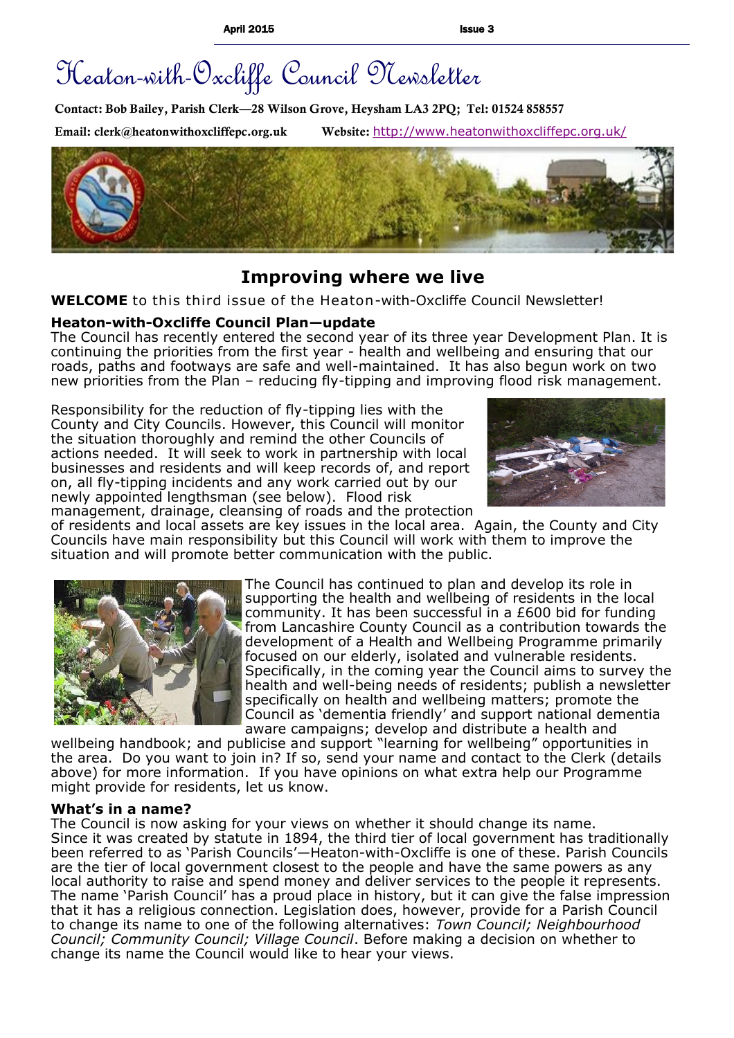# Heaton-with-Oxcliffe Council Newsletter

**Contact: Bob Bailey, Parish Clerk—28 Wilson Grove, Heysham LA3 2PQ; Tel: 01524 858557**

**Email: clerk@heatonwithoxcliffepc.org.uk** **Website:** http://www.heatonwithoxcliffepc.org.uk/

## Improving where we live

**WELCOME** to this third issue of the Heaton-with-Oxcliffe Council Newsletter!

### Heaton-with-Oxcliffe Council Plan—update

The Council has recently entered the second year of its three year Development Plan. It is continuing the priorities from the first year - health and wellbeing and ensuring that our roads, paths and footways are safe and well-maintained. It has also begun work on two new priorities from the Plan – reducing fly-tipping and improving flood risk management.

Responsibility for the reduction of fly-tipping lies with the County and City Councils. However, this Council will monitor the situation thoroughly and remind the other Councils of actions needed. It will seek to work in partnership with local businesses and residents and will keep records of, and report on, all fly-tipping incidents and any work carried out by our newly appointed lengthsman (see below). Flood risk management, drainage, cleansing of roads and the protection of residents and local assets are key issues in the local area. Again, the County and City Councils have main responsibility but this Council will work with them to improve the situation and will promote better communication with the public.

The Council has continued to plan and develop its role in supporting the health and wellbeing of residents in the local community. It has been successful in a £600 bid for funding from Lancashire County Council as a contribution towards the development of a Health and Wellbeing Programme primarily focused on our elderly, isolated and vulnerable residents. Specifically, in the coming year the Council aims to survey the health and well-being needs of residents; publish a newsletter specifically on health and wellbeing matters; promote the Council as 'dementia friendly' and support national dementia aware campaigns; develop and distribute a health and wellbeing handbook; and publicise and support "learning for wellbeing" opportunities in the area. Do you want to join in? If so, send your name and contact to the Clerk (details above) for more information. If you have opinions on what extra help our Programme might provide for residents, let us know.

### What's in a name?

The Council is now asking for your views on whether it should change its name. Since it was created by statute in 1894, the third tier of local government has traditionally been referred to as 'Parish Councils'—Heaton-with-Oxcliffe is one of these. Parish Councils are the tier of local government closest to the people and have the same powers as any local authority to raise and spend money and deliver services to the people it represents. The name 'Parish Council' has a proud place in history, but it can give the false impression that it has a religious connection. Legislation does, however, provide for a Parish Council to change its name to one of the following alternatives: *Town Council; Neighbourhood Council; Community Council; Village Council*. Before making a decision on whether to change its name the Council would like to hear your views.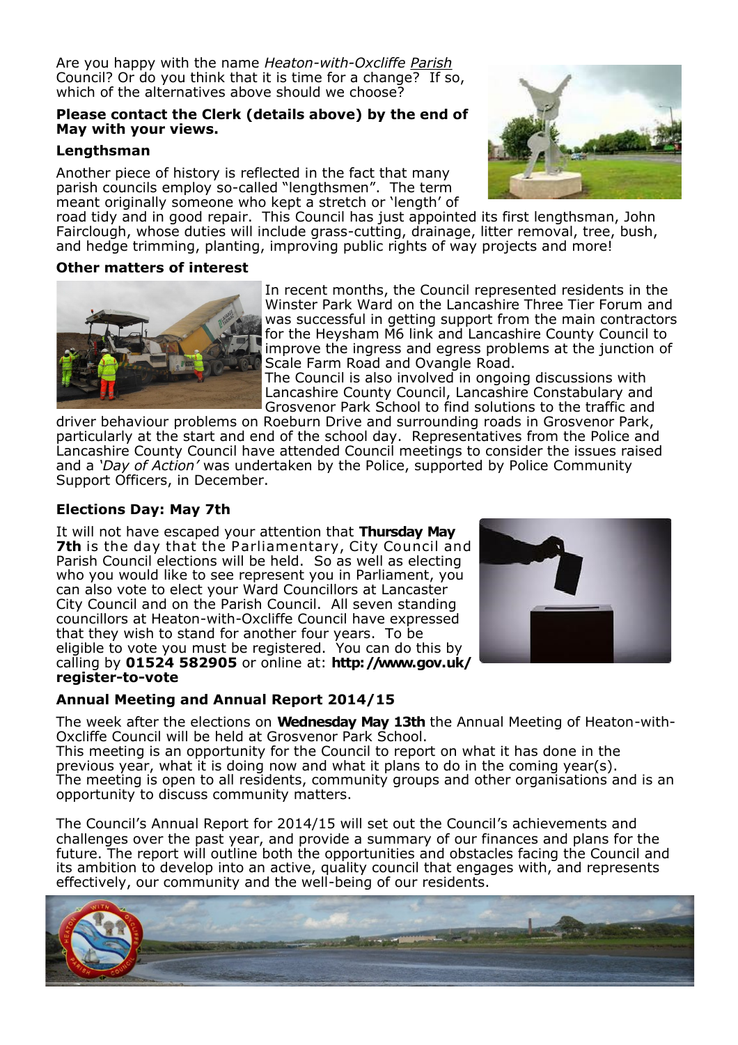Are you happy with the name *Heaton-with-Oxcliffe Parish* Council? Or do you think that it is time for a change? If so, which of the alternatives above should we choose?

**Please contact the Clerk (details above) by the end of May with your views.**

### Lengthsman

Another piece of history is reflected in the fact that many parish councils employ so-called "lengthsmen". The term meant originally someone who kept a stretch or 'length' of road tidy and in good repair. This Council has just appointed its first lengthsman, John Fairclough, whose duties will include grass-cutting, drainage, litter removal, tree, bush, and hedge trimming, planting, improving public rights of way projects and more!

### Other matters of interest

In recent months, the Council represented residents in the Winster Park Ward on the Lancashire Three Tier Forum and was successful in getting support from the main contractors for the Heysham M6 link and Lancashire County Council to improve the ingress and egress problems at the junction of Scale Farm Road and Ovangle Road.

The Council is also involved in ongoing discussions with Lancashire County Council, Lancashire Constabulary and Grosvenor Park School to find solutions to the traffic and driver behaviour problems on Roeburn Drive and surrounding roads in Grosvenor Park, particularly at the start and end of the school day. Representatives from the Police and Lancashire County Council have attended Council meetings to consider the issues raised and a *'Day of Action'* was undertaken by the Police, supported by Police Community Support Officers, in December.

### Elections Day: May 7th

It will not have escaped your attention that **Thursday May 7th** is the day that the Parliamentary, City Council and Parish Council elections will be held. So as well as electing who you would like to see represent you in Parliament, you can also vote to elect your Ward Councillors at Lancaster City Council and on the Parish Council. All seven standing councillors at Heaton-with-Oxcliffe Council have expressed that they wish to stand for another four years. To be eligible to vote you must be registered. You can do this by calling by **01524 582905** or online at: **http://www.gov.uk/register-to-vote**

### Annual Meeting and Annual Report 2014/15

The week after the elections on **Wednesday May 13th** the Annual Meeting of Heaton-with-Oxcliffe Council will be held at Grosvenor Park School.

This meeting is an opportunity for the Council to report on what it has done in the previous year, what it is doing now and what it plans to do in the coming year(s).

The meeting is open to all residents, community groups and other organisations and is an opportunity to discuss community matters.

The Council's Annual Report for 2014/15 will set out the Council's achievements and challenges over the past year, and provide a summary of our finances and plans for the future. The report will outline both the opportunities and obstacles facing the Council and its ambition to develop into an active, quality council that engages with, and represents effectively, our community and the well-being of our residents.